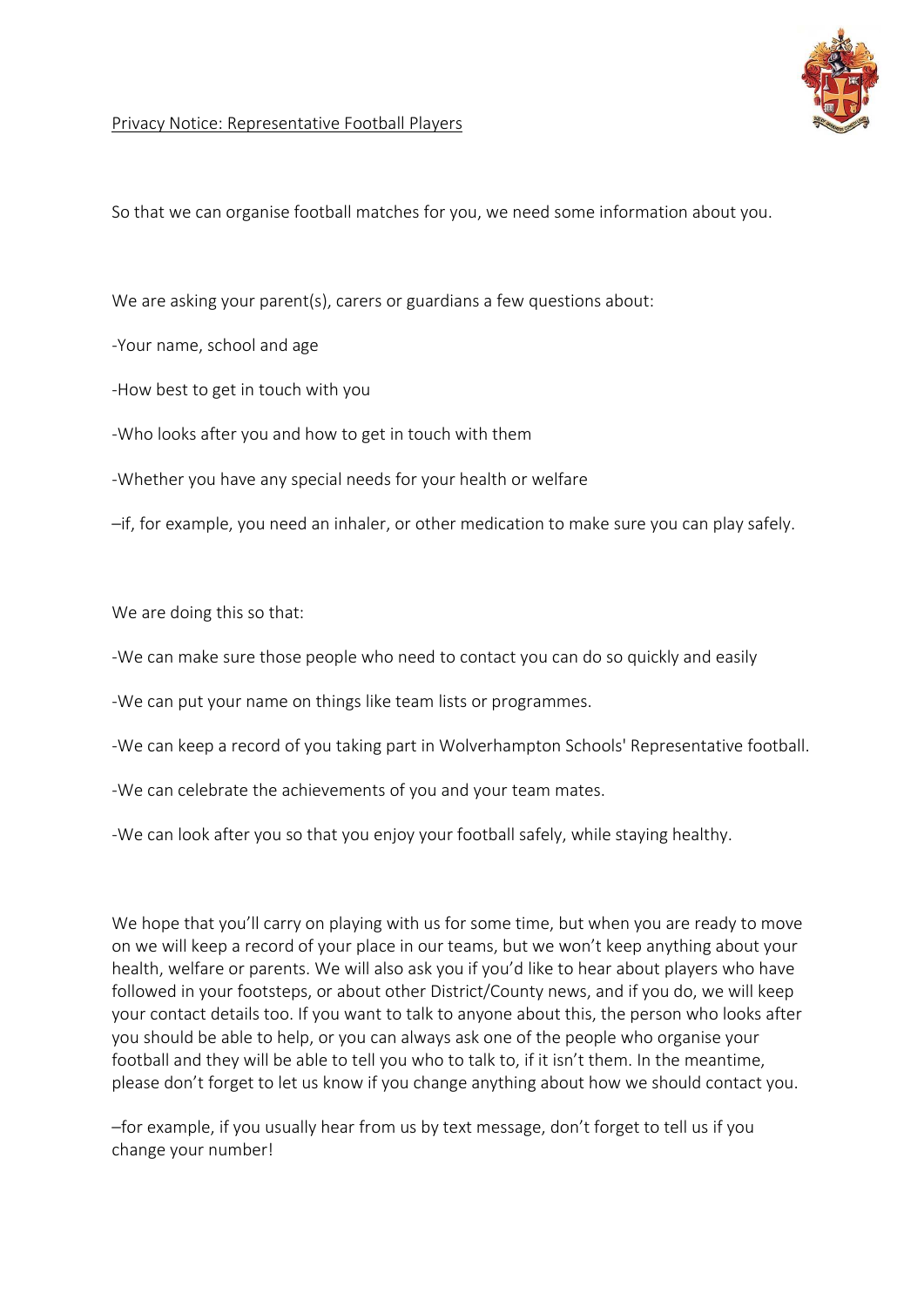Privacy Notice: Representative Football Players

So that we can organise football matches for you, we need some information about you.

We are asking your parent(s), carers or guardians a few questions about:

-Your name, school and age

-How best to get in touch with you

-Who looks after you and how to get in touch with them

-Whether you have any special needs for your health or welfare

–if, for example, you need an inhaler, or other medication to make sure you can play safely.

We are doing this so that:

-We can make sure those people who need to contact you can do so quickly and easily

-We can put your name on things like team lists or programmes.

-We can keep a record of you taking part in Wolverhampton Schools' Representative football.

-We can celebrate the achievements of you and your team mates.

-We can look after you so that you enjoy your football safely, while staying healthy.

We hope that you'll carry on playing with us for some time, but when you are ready to move on we will keep a record of your place in our teams, but we won't keep anything about your health, welfare or parents. We will also ask you if you'd like to hear about players who have followed in your footsteps, or about other District/County news, and if you do, we will keep your contact details too. If you want to talk to anyone about this, the person who looks after you should be able to help, or you can always ask one of the people who organise your football and they will be able to tell you who to talk to, if it isn't them. In the meantime, please don't forget to let us know if you change anything about how we should contact you.

–for example, if you usually hear from us by text message, don't forget to tell us if you change your number!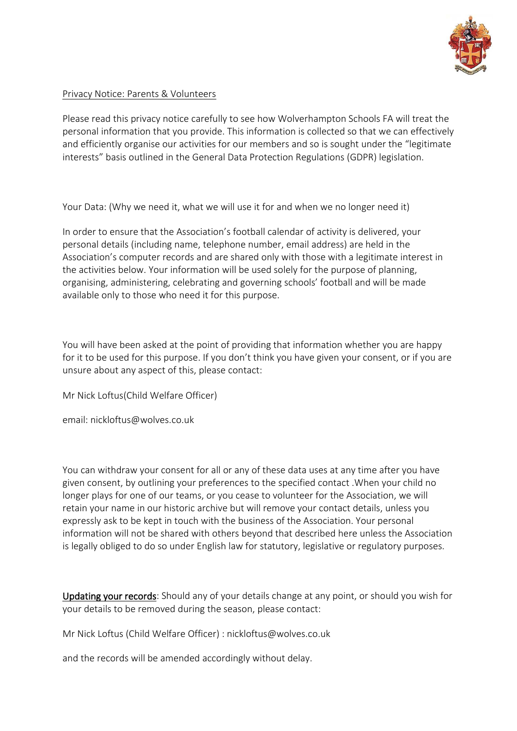Privacy Notice: Parents & Volunteers

Please read this privacy notice carefully to see how Wolverhampton Schools FA will treat the personal information that you provide. This information is collected so that we can effectively and efficiently organise our activities for our members and so is sought under the "legitimate interests" basis outlined in the General Data Protection Regulations (GDPR) legislation.

Your Data: (Why we need it, what we will use it for and when we no longer need it)

In order to ensure that the Association's football calendar of activity is delivered, your personal details (including name, telephone number, email address) are held in the Association's computer records and are shared only with those with a legitimate interest in the activities below. Your information will be used solely for the purpose of planning, organising, administering, celebrating and governing schools' football and will be made available only to those who need it for this purpose.

You will have been asked at the point of providing that information whether you are happy for it to be used for this purpose. If you don't think you have given your consent, or if you are unsure about any aspect of this, please contact:

Mr Nick Loftus(Child Welfare Officer)

email: nickloftus@wolves.co.uk

You can withdraw your consent for all or any of these data uses at any time after you have given consent, by outlining your preferences to the specified contact .When your child no longer plays for one of our teams, or you cease to volunteer for the Association, we will retain your name in our historic archive but will remove your contact details, unless you expressly ask to be kept in touch with the business of the Association. Your personal information will not be shared with others beyond that described here unless the Association is legally obliged to do so under English law for statutory, legislative or regulatory purposes.

**Updating your records**: Should any of your details change at any point, or should you wish for your details to be removed during the season, please contact:

Mr Nick Loftus (Child Welfare Officer) : nickloftus@wolves.co.uk

and the records will be amended accordingly without delay.